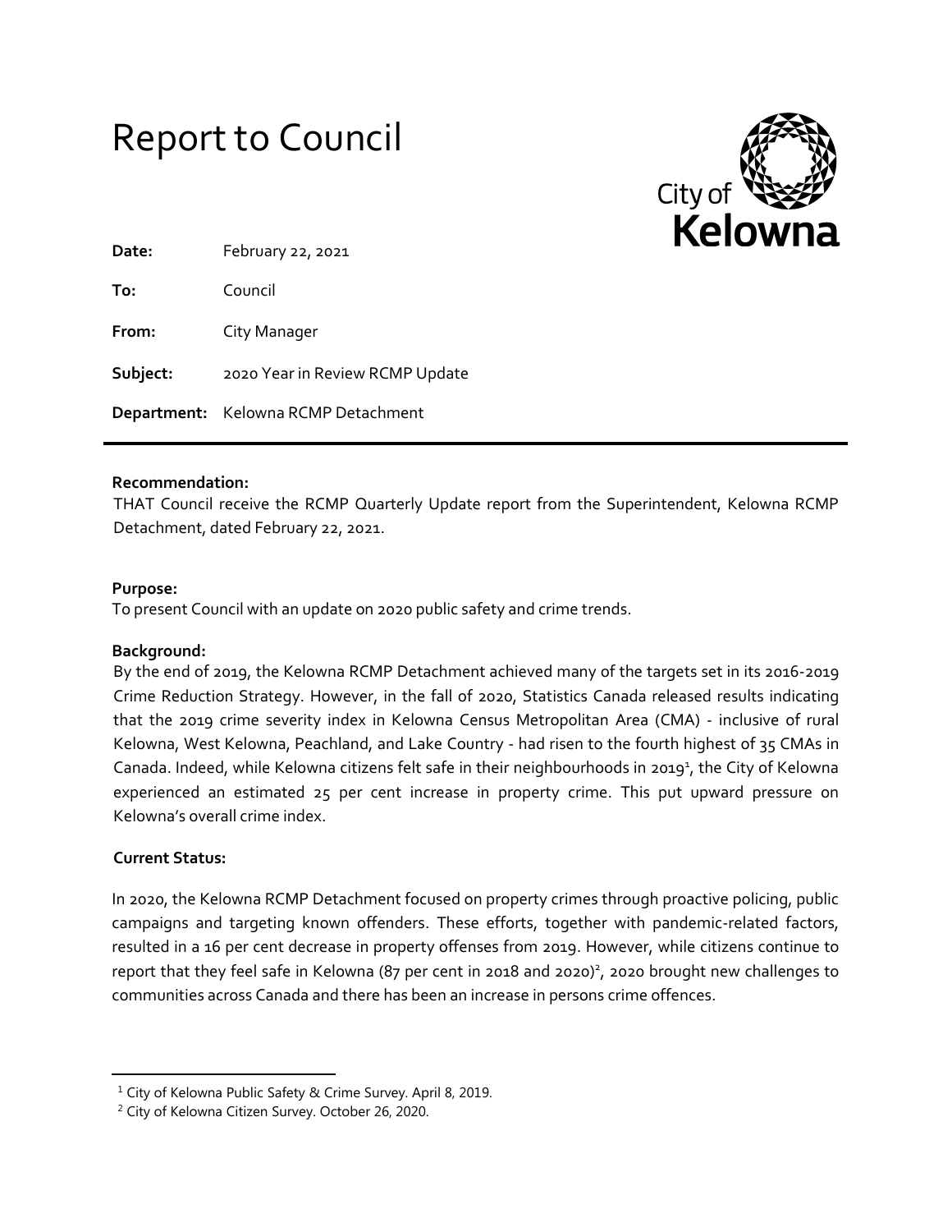# Report to Council

**Date:** February 22, 2021

**To:** Council

**From:** City Manager

**Subject:** 2020 Year in Review RCMP Update

**Department:** Kelowna RCMP Detachment

---

**Recommendation:**

THAT Council receive the RCMP Quarterly Update report from the Superintendent, Kelowna RCMP Detachment, dated February 22, 2021.

**Purpose:**

To present Council with an update on 2020 public safety and crime trends.

**Background:**

By the end of 2019, the Kelowna RCMP Detachment achieved many of the targets set in its 2016-2019 Crime Reduction Strategy. However, in the fall of 2020, Statistics Canada released results indicating that the 2019 crime severity index in Kelowna Census Metropolitan Area (CMA) - inclusive of rural Kelowna, West Kelowna, Peachland, and Lake Country - had risen to the fourth highest of 35 CMAs in Canada. Indeed, while Kelowna citizens felt safe in their neighbourhoods in 2019[1], the City of Kelowna experienced an estimated 25 per cent increase in property crime. This put upward pressure on Kelowna's overall crime index.

**Current Status:**

In 2020, the Kelowna RCMP Detachment focused on property crimes through proactive policing, public campaigns and targeting known offenders. These efforts, together with pandemic-related factors, resulted in a 16 per cent decrease in property offenses from 2019. However, while citizens continue to report that they feel safe in Kelowna (87 per cent in 2018 and 2020)[2], 2020 brought new challenges to communities across Canada and there has been an increase in persons crime offences.

---

[1] City of Kelowna Public Safety & Crime Survey. April 8, 2019.

[2] City of Kelowna Citizen Survey. October 26, 2020.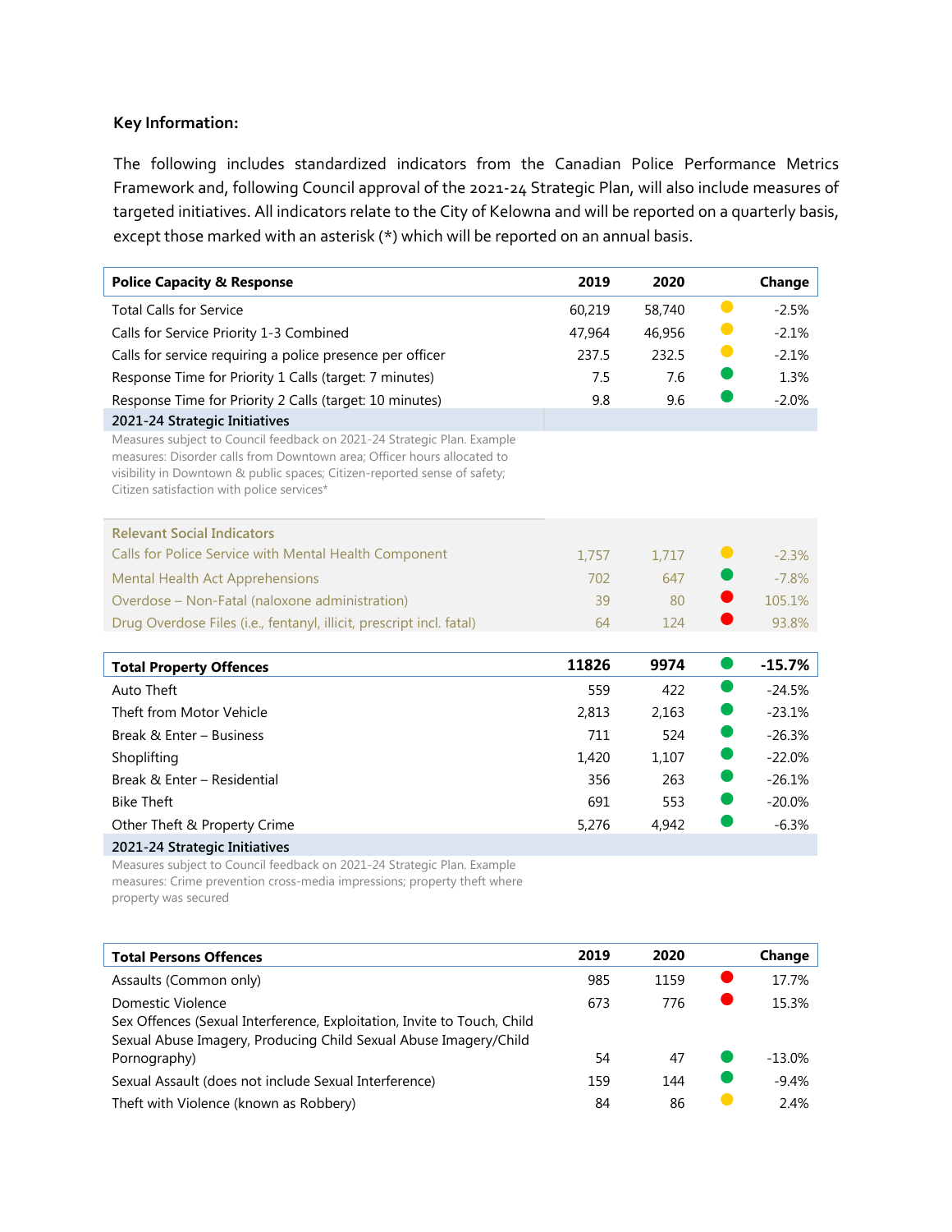**Key Information:**

The following includes standardized indicators from the Canadian Police Performance Metrics Framework and, following Council approval of the 2021-24 Strategic Plan, will also include measures of targeted initiatives. All indicators relate to the City of Kelowna and will be reported on a quarterly basis, except those marked with an asterisk (*) which will be reported on an annual basis.

| **Police Capacity & Response** | **2019** | **2020** | | **Change** |
|---|---|---|---|---|
| Total Calls for Service | 60,219 | 58,740 | 🟡 | -2.5% |
| Calls for Service Priority 1-3 Combined | 47,964 | 46,956 | 🟡 | -2.1% |
| Calls for service requiring a police presence per officer | 237.5 | 232.5 | 🟡 | -2.1% |
| Response Time for Priority 1 Calls (target: 7 minutes) | 7.5 | 7.6 | 🟢 | 1.3% |
| Response Time for Priority 2 Calls (target: 10 minutes) | 9.8 | 9.6 | 🟢 | -2.0% |
| **2021-24 Strategic Initiatives** | | | | |
| Measures subject to Council feedback on 2021-24 Strategic Plan. Example measures: Disorder calls from Downtown area; Officer hours allocated to visibility in Downtown & public spaces; Citizen-reported sense of safety; Citizen satisfaction with police services* | | | | |
| **Relevant Social Indicators** | | | | |
| Calls for Police Service with Mental Health Component | 1,757 | 1,717 | 🟡 | -2.3% |
| Mental Health Act Apprehensions | 702 | 647 | 🟢 | -7.8% |
| Overdose – Non-Fatal (naloxone administration) | 39 | 80 | 🔴 | 105.1% |
| Drug Overdose Files (i.e., fentanyl, illicit, prescript incl. fatal) | 64 | 124 | 🔴 | 93.8% |

| **Total Property Offences** | **11826** | **9974** | 🟢 | **-15.7%** |
|---|---|---|---|---|
| Auto Theft | 559 | 422 | 🟢 | -24.5% |
| Theft from Motor Vehicle | 2,813 | 2,163 | 🟢 | -23.1% |
| Break & Enter – Business | 711 | 524 | 🟢 | -26.3% |
| Shoplifting | 1,420 | 1,107 | 🟢 | -22.0% |
| Break & Enter – Residential | 356 | 263 | 🟢 | -26.1% |
| Bike Theft | 691 | 553 | 🟢 | -20.0% |
| Other Theft & Property Crime | 5,276 | 4,942 | 🟢 | -6.3% |
| **2021-24 Strategic Initiatives** | | | | |
| Measures subject to Council feedback on 2021-24 Strategic Plan. Example measures: Crime prevention cross-media impressions; property theft where property was secured | | | | |

| **Total Persons Offences** | **2019** | **2020** | | **Change** |
|---|---|---|---|---|
| Assaults (Common only) | 985 | 1159 | 🔴 | 17.7% |
| Domestic Violence | 673 | 776 | 🔴 | 15.3% |
| Sex Offences (Sexual Interference, Exploitation, Invite to Touch, Child Sexual Abuse Imagery, Producing Child Sexual Abuse Imagery/Child Pornography) | 54 | 47 | 🟢 | -13.0% |
| Sexual Assault (does not include Sexual Interference) | 159 | 144 | 🟢 | -9.4% |
| Theft with Violence (known as Robbery) | 84 | 86 | 🟡 | 2.4% |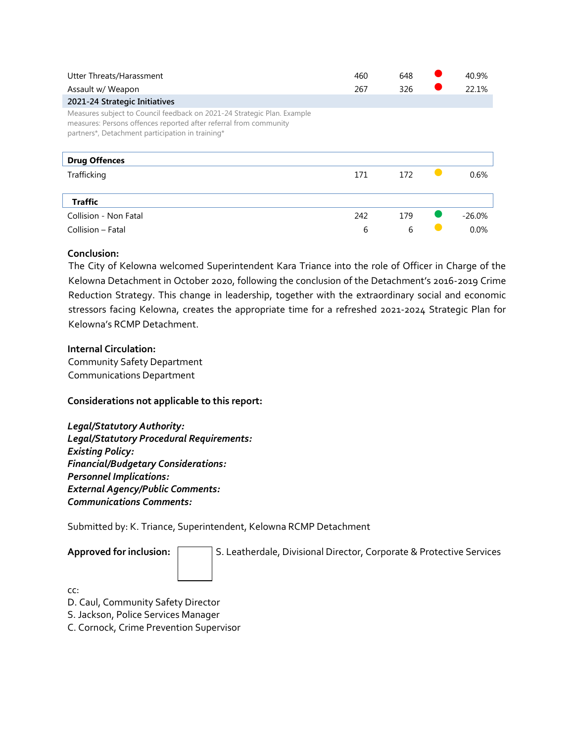| | | | | |
|---|---|---|---|---|
| Utter Threats/Harassment | 460 | 648 | 🔴 | 40.9% |
| Assault w/ Weapon | 267 | 326 | 🔴 | 22.1% |
| **2021-24 Strategic Initiatives** | | | | |
| Measures subject to Council feedback on 2021-24 Strategic Plan. Example measures: Persons offences reported after referral from community partners*, Detachment participation in training* | | | | |
| **Drug Offences** | | | | |
| Trafficking | 171 | 172 | 🟡 | 0.6% |
| **Traffic** | | | | |
| Collision - Non Fatal | 242 | 179 | 🟢 | -26.0% |
| Collision – Fatal | 6 | 6 | 🟡 | 0.0% |

**Conclusion:**

The City of Kelowna welcomed Superintendent Kara Triance into the role of Officer in Charge of the Kelowna Detachment in October 2020, following the conclusion of the Detachment's 2016-2019 Crime Reduction Strategy. This change in leadership, together with the extraordinary social and economic stressors facing Kelowna, creates the appropriate time for a refreshed 2021-2024 Strategic Plan for Kelowna's RCMP Detachment.

**Internal Circulation:**

Community Safety Department
Communications Department

**Considerations not applicable to this report:**

***Legal/Statutory Authority:***
***Legal/Statutory Procedural Requirements:***
***Existing Policy:***
***Financial/Budgetary Considerations:***
***Personnel Implications:***
***External Agency/Public Comments:***
***Communications Comments:***

Submitted by: K. Triance, Superintendent, Kelowna RCMP Detachment

**Approved for inclusion:** S. Leatherdale, Divisional Director, Corporate & Protective Services

cc:
D. Caul, Community Safety Director
S. Jackson, Police Services Manager
C. Cornock, Crime Prevention Supervisor